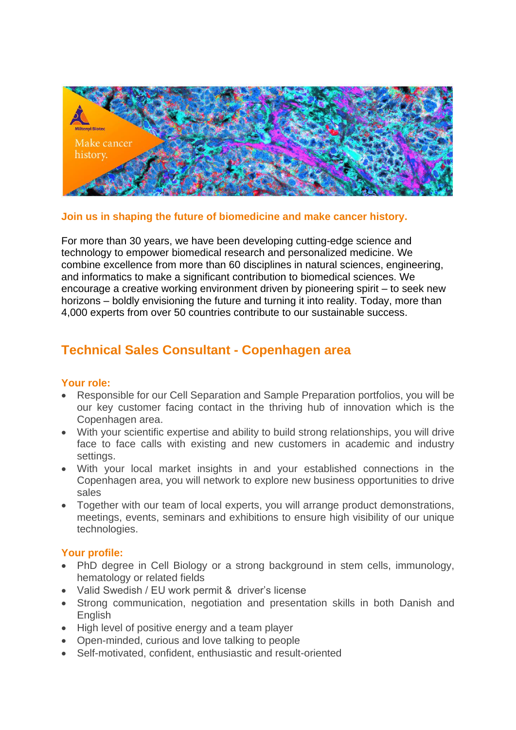**Join us in shaping the future of biomedicine and make cancer history.**

For more than 30 years, we have been developing cutting-edge science and technology to empower biomedical research and personalized medicine. We combine excellence from more than 60 disciplines in natural sciences, engineering, and informatics to make a significant contribution to biomedical sciences. We encourage a creative working environment driven by pioneering spirit – to seek new horizons – boldly envisioning the future and turning it into reality. Today, more than 4,000 experts from over 50 countries contribute to our sustainable success.

## Technical Sales Consultant - Copenhagen area

### Your role:

- Responsible for our Cell Separation and Sample Preparation portfolios, you will be our key customer facing contact in the thriving hub of innovation which is the Copenhagen area.
- With your scientific expertise and ability to build strong relationships, you will drive face to face calls with existing and new customers in academic and industry settings.
- With your local market insights in and your established connections in the Copenhagen area, you will network to explore new business opportunities to drive sales
- Together with our team of local experts, you will arrange product demonstrations, meetings, events, seminars and exhibitions to ensure high visibility of our unique technologies.

### Your profile:

- PhD degree in Cell Biology or a strong background in stem cells, immunology, hematology or related fields
- Valid Swedish / EU work permit & driver's license
- Strong communication, negotiation and presentation skills in both Danish and English
- High level of positive energy and a team player
- Open-minded, curious and love talking to people
- Self-motivated, confident, enthusiastic and result-oriented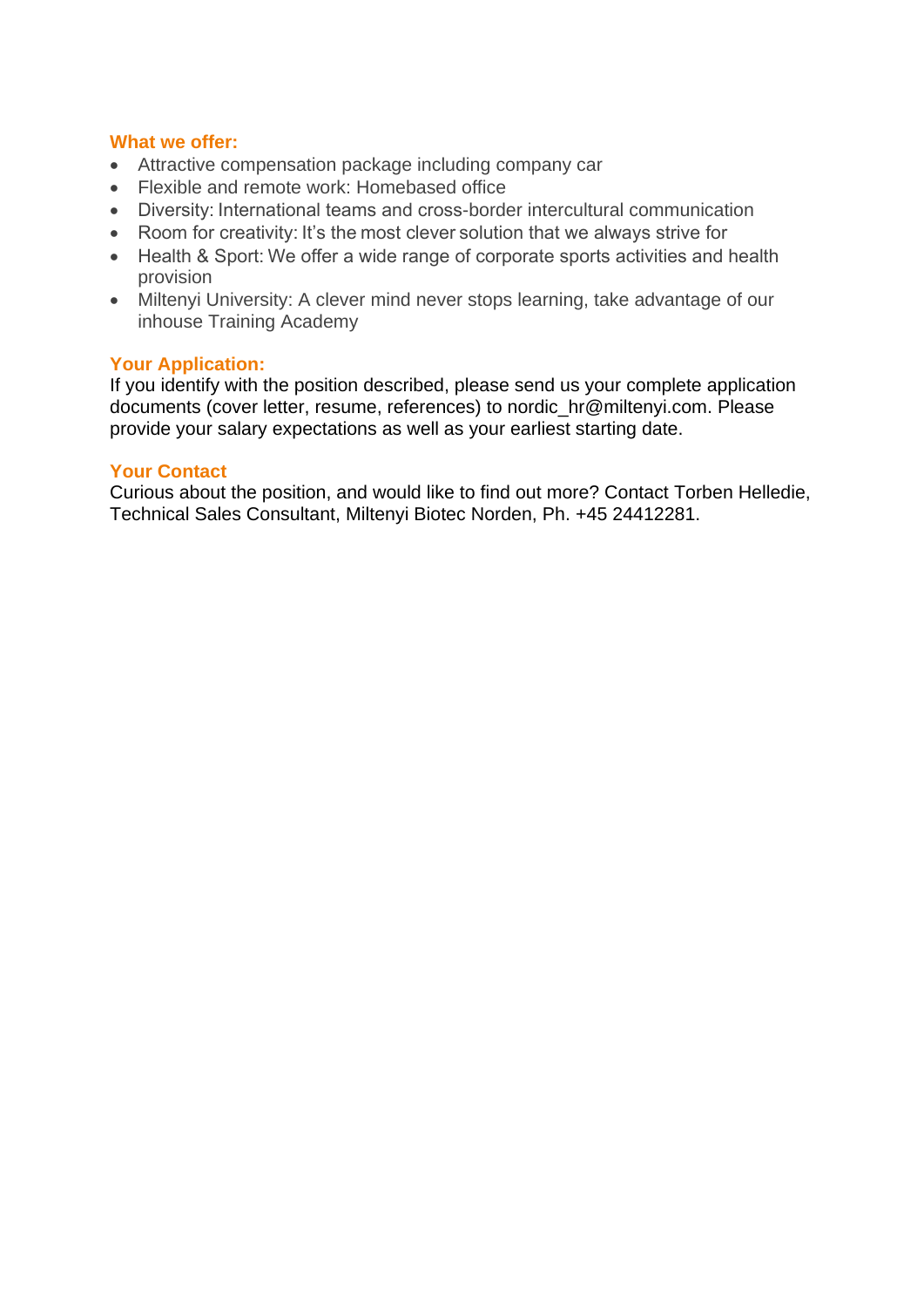## What we offer:

- Attractive compensation package including company car
- Flexible and remote work: Homebased office
- Diversity: International teams and cross-border intercultural communication
- Room for creativity: It's the most clever solution that we always strive for
- Health & Sport: We offer a wide range of corporate sports activities and health provision
- Miltenyi University: A clever mind never stops learning, take advantage of our inhouse Training Academy

## Your Application:

If you identify with the position described, please send us your complete application documents (cover letter, resume, references) to nordic_hr@miltenyi.com. Please provide your salary expectations as well as your earliest starting date.

## Your Contact

Curious about the position, and would like to find out more? Contact Torben Helledie, Technical Sales Consultant, Miltenyi Biotec Norden, Ph. +45 24412281.